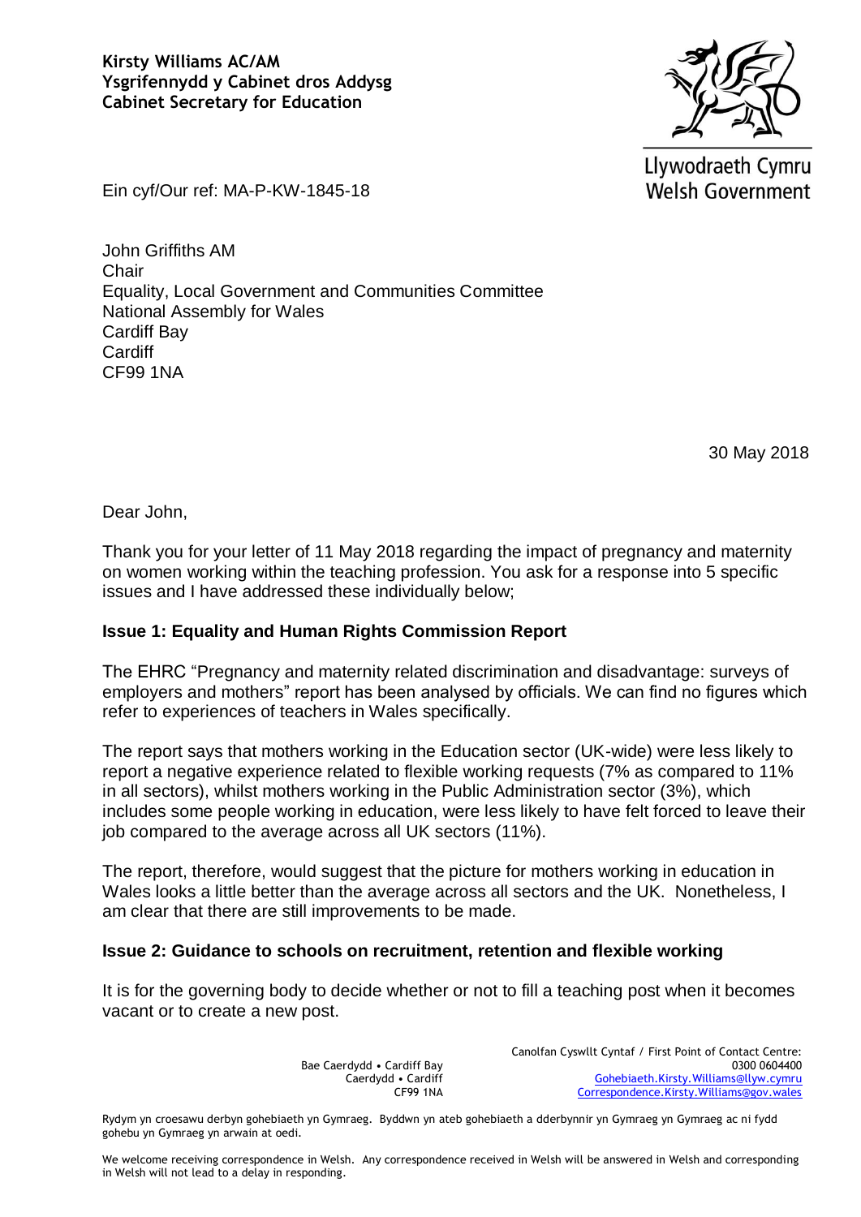**Kirsty Williams AC/AM**
**Ysgrifennydd y Cabinet dros Addysg**
**Cabinet Secretary for Education**

Llywodraeth Cymru
Welsh Government

Ein cyf/Our ref: MA-P-KW-1845-18

John Griffiths AM
Chair
Equality, Local Government and Communities Committee
National Assembly for Wales
Cardiff Bay
Cardiff
CF99 1NA

30 May 2018

Dear John,

Thank you for your letter of 11 May 2018 regarding the impact of pregnancy and maternity on women working within the teaching profession. You ask for a response into 5 specific issues and I have addressed these individually below;

## Issue 1: Equality and Human Rights Commission Report

The EHRC "Pregnancy and maternity related discrimination and disadvantage: surveys of employers and mothers" report has been analysed by officials. We can find no figures which refer to experiences of teachers in Wales specifically.

The report says that mothers working in the Education sector (UK-wide) were less likely to report a negative experience related to flexible working requests (7% as compared to 11% in all sectors), whilst mothers working in the Public Administration sector (3%), which includes some people working in education, were less likely to have felt forced to leave their job compared to the average across all UK sectors (11%).

The report, therefore, would suggest that the picture for mothers working in education in Wales looks a little better than the average across all sectors and the UK. Nonetheless, I am clear that there are still improvements to be made.

## Issue 2: Guidance to schools on recruitment, retention and flexible working

It is for the governing body to decide whether or not to fill a teaching post when it becomes vacant or to create a new post.

Bae Caerdydd • Cardiff Bay
Caerdydd • Cardiff
CF99 1NA

Canolfan Cyswllt Cyntaf / First Point of Contact Centre:
0300 0604400
Gohebiaeth.Kirsty.Williams@llyw.cymru
Correspondence.Kirsty.Williams@gov.wales

Rydym yn croesawu derbyn gohebiaeth yn Gymraeg. Byddwn yn ateb gohebiaeth a dderbynnir yn Gymraeg yn Gymraeg ac ni fydd gohebu yn Gymraeg yn arwain at oedi.

We welcome receiving correspondence in Welsh. Any correspondence received in Welsh will be answered in Welsh and corresponding in Welsh will not lead to a delay in responding.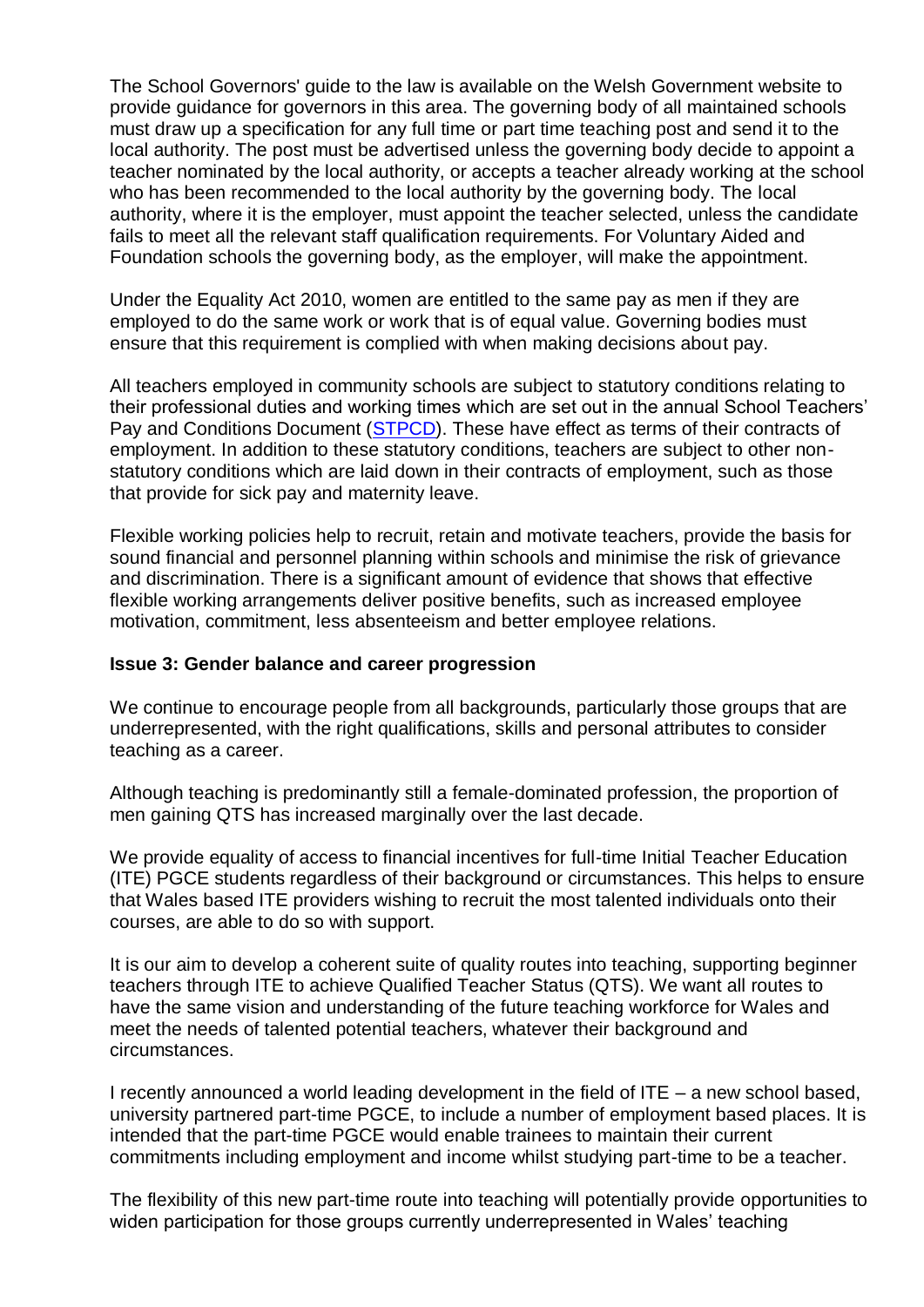The School Governors' guide to the law is available on the Welsh Government website to provide guidance for governors in this area. The governing body of all maintained schools must draw up a specification for any full time or part time teaching post and send it to the local authority. The post must be advertised unless the governing body decide to appoint a teacher nominated by the local authority, or accepts a teacher already working at the school who has been recommended to the local authority by the governing body. The local authority, where it is the employer, must appoint the teacher selected, unless the candidate fails to meet all the relevant staff qualification requirements. For Voluntary Aided and Foundation schools the governing body, as the employer, will make the appointment.

Under the Equality Act 2010, women are entitled to the same pay as men if they are employed to do the same work or work that is of equal value. Governing bodies must ensure that this requirement is complied with when making decisions about pay.

All teachers employed in community schools are subject to statutory conditions relating to their professional duties and working times which are set out in the annual School Teachers' Pay and Conditions Document (STPCD). These have effect as terms of their contracts of employment. In addition to these statutory conditions, teachers are subject to other non-statutory conditions which are laid down in their contracts of employment, such as those that provide for sick pay and maternity leave.

Flexible working policies help to recruit, retain and motivate teachers, provide the basis for sound financial and personnel planning within schools and minimise the risk of grievance and discrimination. There is a significant amount of evidence that shows that effective flexible working arrangements deliver positive benefits, such as increased employee motivation, commitment, less absenteeism and better employee relations.

**Issue 3: Gender balance and career progression**

We continue to encourage people from all backgrounds, particularly those groups that are underrepresented, with the right qualifications, skills and personal attributes to consider teaching as a career.

Although teaching is predominantly still a female-dominated profession, the proportion of men gaining QTS has increased marginally over the last decade.

We provide equality of access to financial incentives for full-time Initial Teacher Education (ITE) PGCE students regardless of their background or circumstances. This helps to ensure that Wales based ITE providers wishing to recruit the most talented individuals onto their courses, are able to do so with support.

It is our aim to develop a coherent suite of quality routes into teaching, supporting beginner teachers through ITE to achieve Qualified Teacher Status (QTS). We want all routes to have the same vision and understanding of the future teaching workforce for Wales and meet the needs of talented potential teachers, whatever their background and circumstances.

I recently announced a world leading development in the field of ITE – a new school based, university partnered part-time PGCE, to include a number of employment based places. It is intended that the part-time PGCE would enable trainees to maintain their current commitments including employment and income whilst studying part-time to be a teacher.

The flexibility of this new part-time route into teaching will potentially provide opportunities to widen participation for those groups currently underrepresented in Wales' teaching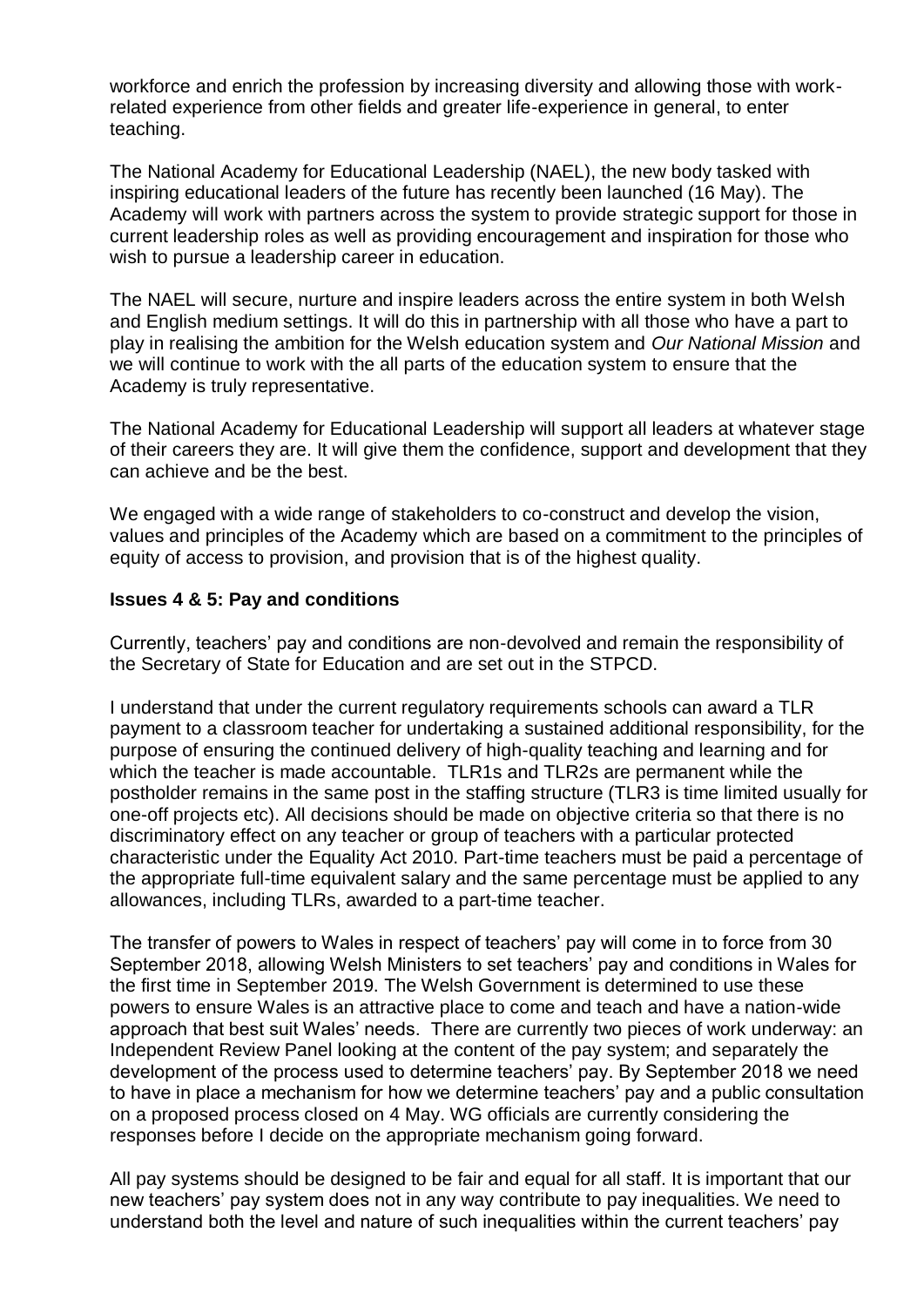workforce and enrich the profession by increasing diversity and allowing those with work-related experience from other fields and greater life-experience in general, to enter teaching.

The National Academy for Educational Leadership (NAEL), the new body tasked with inspiring educational leaders of the future has recently been launched (16 May). The Academy will work with partners across the system to provide strategic support for those in current leadership roles as well as providing encouragement and inspiration for those who wish to pursue a leadership career in education.

The NAEL will secure, nurture and inspire leaders across the entire system in both Welsh and English medium settings. It will do this in partnership with all those who have a part to play in realising the ambition for the Welsh education system and *Our National Mission* and we will continue to work with the all parts of the education system to ensure that the Academy is truly representative.

The National Academy for Educational Leadership will support all leaders at whatever stage of their careers they are. It will give them the confidence, support and development that they can achieve and be the best.

We engaged with a wide range of stakeholders to co-construct and develop the vision, values and principles of the Academy which are based on a commitment to the principles of equity of access to provision, and provision that is of the highest quality.

**Issues 4 & 5: Pay and conditions**

Currently, teachers' pay and conditions are non-devolved and remain the responsibility of the Secretary of State for Education and are set out in the STPCD.

I understand that under the current regulatory requirements schools can award a TLR payment to a classroom teacher for undertaking a sustained additional responsibility, for the purpose of ensuring the continued delivery of high-quality teaching and learning and for which the teacher is made accountable. TLR1s and TLR2s are permanent while the postholder remains in the same post in the staffing structure (TLR3 is time limited usually for one-off projects etc). All decisions should be made on objective criteria so that there is no discriminatory effect on any teacher or group of teachers with a particular protected characteristic under the Equality Act 2010. Part-time teachers must be paid a percentage of the appropriate full-time equivalent salary and the same percentage must be applied to any allowances, including TLRs, awarded to a part-time teacher.

The transfer of powers to Wales in respect of teachers' pay will come in to force from 30 September 2018, allowing Welsh Ministers to set teachers' pay and conditions in Wales for the first time in September 2019. The Welsh Government is determined to use these powers to ensure Wales is an attractive place to come and teach and have a nation-wide approach that best suit Wales' needs. There are currently two pieces of work underway: an Independent Review Panel looking at the content of the pay system; and separately the development of the process used to determine teachers' pay. By September 2018 we need to have in place a mechanism for how we determine teachers' pay and a public consultation on a proposed process closed on 4 May. WG officials are currently considering the responses before I decide on the appropriate mechanism going forward.

All pay systems should be designed to be fair and equal for all staff. It is important that our new teachers' pay system does not in any way contribute to pay inequalities. We need to understand both the level and nature of such inequalities within the current teachers' pay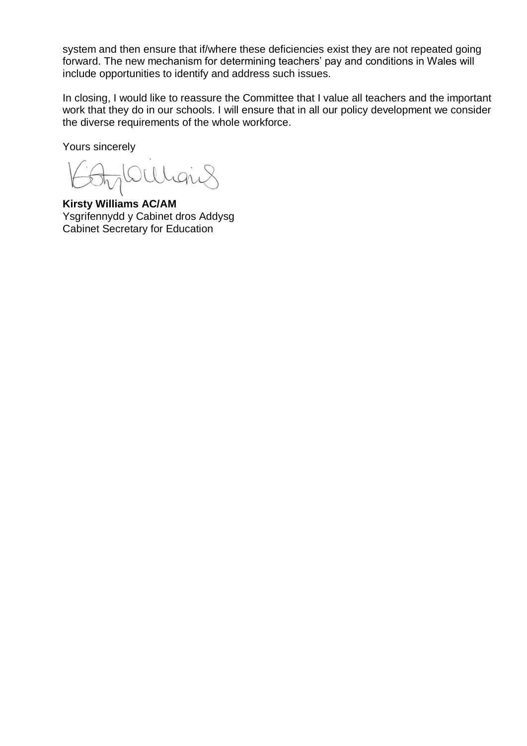system and then ensure that if/where these deficiencies exist they are not repeated going forward. The new mechanism for determining teachers' pay and conditions in Wales will include opportunities to identify and address such issues.

In closing, I would like to reassure the Committee that I value all teachers and the important work that they do in our schools. I will ensure that in all our policy development we consider the diverse requirements of the whole workforce.

Yours sincerely

**Kirsty Williams AC/AM**
Ysgrifennydd y Cabinet dros Addysg
Cabinet Secretary for Education